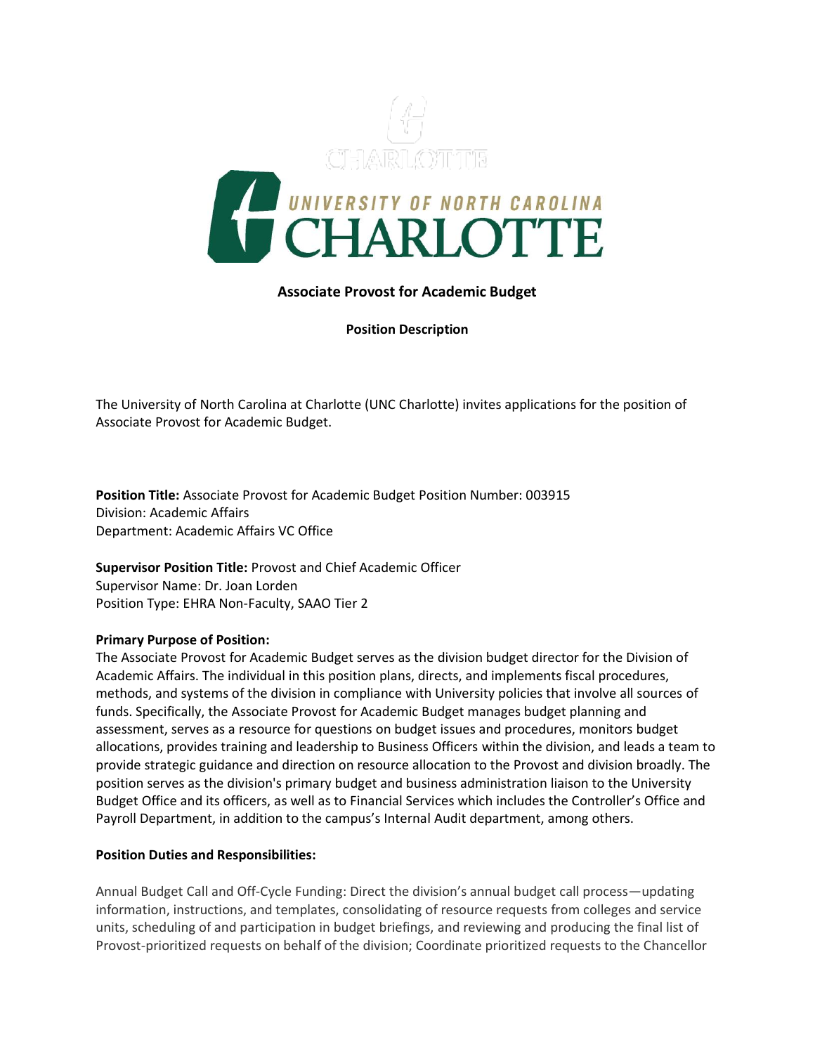**Associate Provost for Academic Budget**

**Position Description**

The University of North Carolina at Charlotte (UNC Charlotte) invites applications for the position of Associate Provost for Academic Budget.

**Position Title:** Associate Provost for Academic Budget Position Number: 003915
Division: Academic Affairs
Department: Academic Affairs VC Office

**Supervisor Position Title:** Provost and Chief Academic Officer
Supervisor Name: Dr. Joan Lorden
Position Type: EHRA Non-Faculty, SAAO Tier 2

**Primary Purpose of Position:**
The Associate Provost for Academic Budget serves as the division budget director for the Division of Academic Affairs. The individual in this position plans, directs, and implements fiscal procedures, methods, and systems of the division in compliance with University policies that involve all sources of funds. Specifically, the Associate Provost for Academic Budget manages budget planning and assessment, serves as a resource for questions on budget issues and procedures, monitors budget allocations, provides training and leadership to Business Officers within the division, and leads a team to provide strategic guidance and direction on resource allocation to the Provost and division broadly. The position serves as the division's primary budget and business administration liaison to the University Budget Office and its officers, as well as to Financial Services which includes the Controller's Office and Payroll Department, in addition to the campus's Internal Audit department, among others.

**Position Duties and Responsibilities:**

Annual Budget Call and Off-Cycle Funding: Direct the division's annual budget call process—updating information, instructions, and templates, consolidating of resource requests from colleges and service units, scheduling of and participation in budget briefings, and reviewing and producing the final list of Provost-prioritized requests on behalf of the division; Coordinate prioritized requests to the Chancellor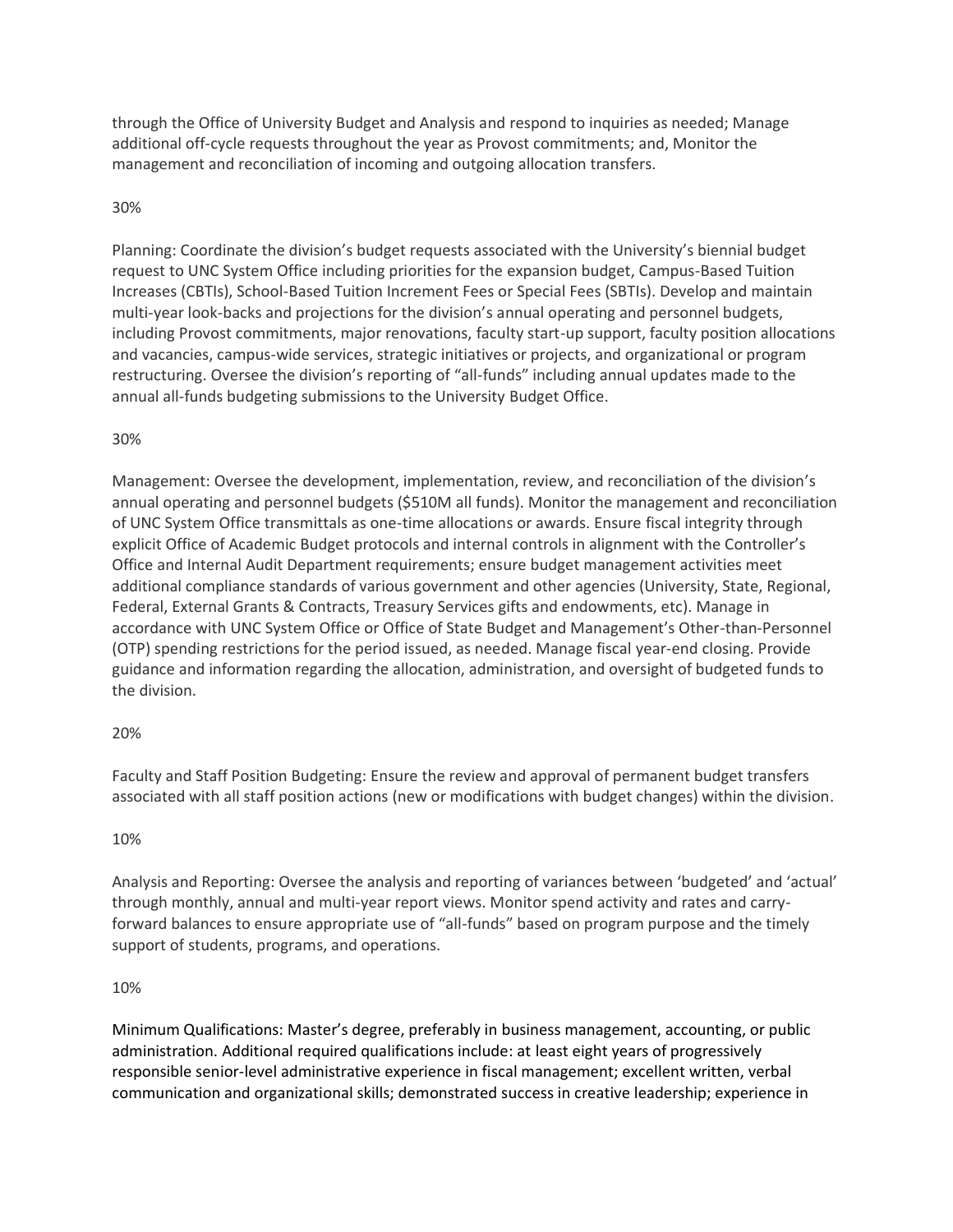through the Office of University Budget and Analysis and respond to inquiries as needed; Manage additional off-cycle requests throughout the year as Provost commitments; and, Monitor the management and reconciliation of incoming and outgoing allocation transfers.

30%

Planning: Coordinate the division's budget requests associated with the University's biennial budget request to UNC System Office including priorities for the expansion budget, Campus-Based Tuition Increases (CBTIs), School-Based Tuition Increment Fees or Special Fees (SBTIs). Develop and maintain multi-year look-backs and projections for the division's annual operating and personnel budgets, including Provost commitments, major renovations, faculty start-up support, faculty position allocations and vacancies, campus-wide services, strategic initiatives or projects, and organizational or program restructuring. Oversee the division's reporting of "all-funds" including annual updates made to the annual all-funds budgeting submissions to the University Budget Office.

30%

Management: Oversee the development, implementation, review, and reconciliation of the division's annual operating and personnel budgets ($510M all funds). Monitor the management and reconciliation of UNC System Office transmittals as one-time allocations or awards. Ensure fiscal integrity through explicit Office of Academic Budget protocols and internal controls in alignment with the Controller's Office and Internal Audit Department requirements; ensure budget management activities meet additional compliance standards of various government and other agencies (University, State, Regional, Federal, External Grants & Contracts, Treasury Services gifts and endowments, etc). Manage in accordance with UNC System Office or Office of State Budget and Management's Other-than-Personnel (OTP) spending restrictions for the period issued, as needed. Manage fiscal year-end closing. Provide guidance and information regarding the allocation, administration, and oversight of budgeted funds to the division.

20%

Faculty and Staff Position Budgeting: Ensure the review and approval of permanent budget transfers associated with all staff position actions (new or modifications with budget changes) within the division.

10%

Analysis and Reporting: Oversee the analysis and reporting of variances between 'budgeted' and 'actual' through monthly, annual and multi-year report views. Monitor spend activity and rates and carry-forward balances to ensure appropriate use of "all-funds" based on program purpose and the timely support of students, programs, and operations.

10%

Minimum Qualifications: Master's degree, preferably in business management, accounting, or public administration. Additional required qualifications include: at least eight years of progressively responsible senior-level administrative experience in fiscal management; excellent written, verbal communication and organizational skills; demonstrated success in creative leadership; experience in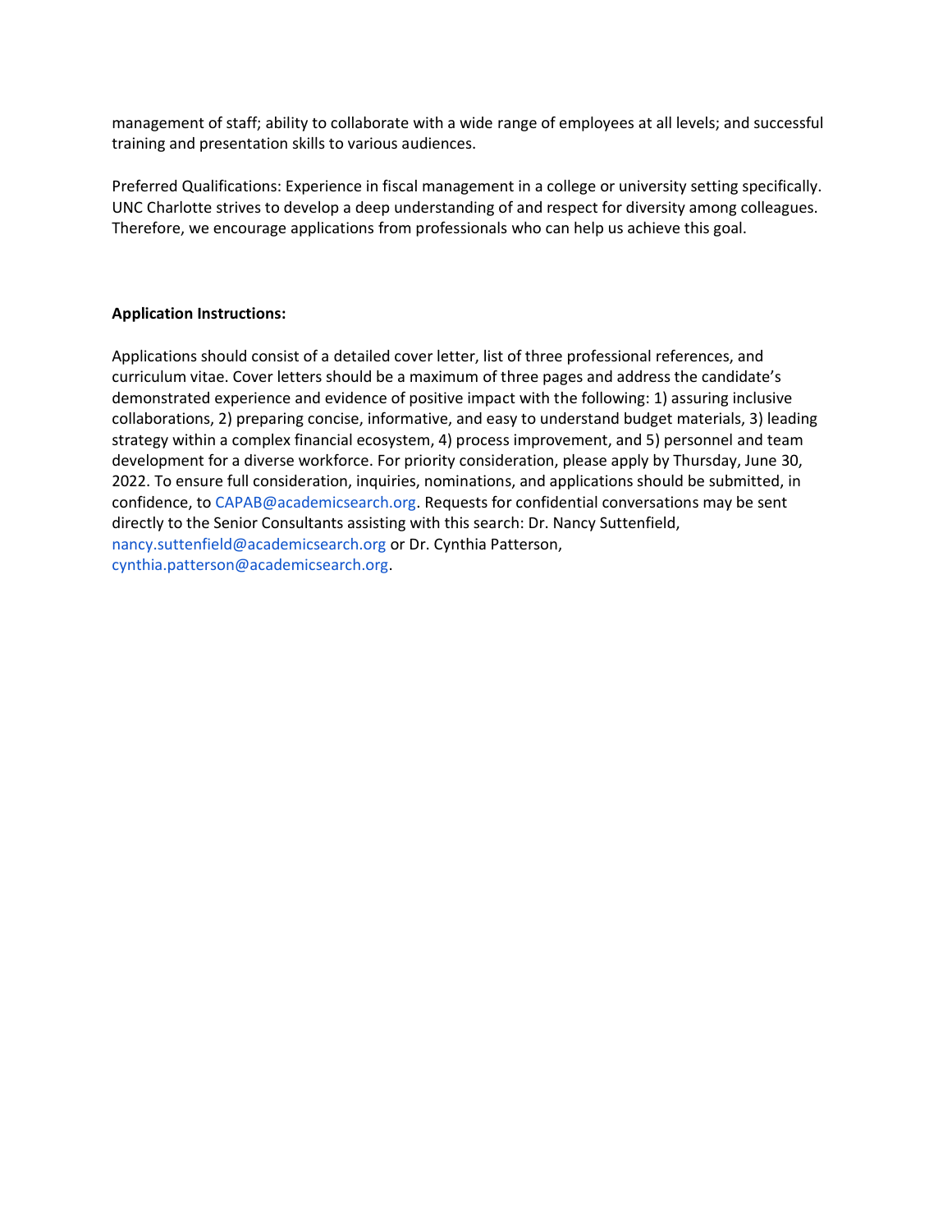management of staff; ability to collaborate with a wide range of employees at all levels; and successful training and presentation skills to various audiences.

Preferred Qualifications: Experience in fiscal management in a college or university setting specifically. UNC Charlotte strives to develop a deep understanding of and respect for diversity among colleagues. Therefore, we encourage applications from professionals who can help us achieve this goal.

**Application Instructions:**

Applications should consist of a detailed cover letter, list of three professional references, and curriculum vitae. Cover letters should be a maximum of three pages and address the candidate's demonstrated experience and evidence of positive impact with the following: 1) assuring inclusive collaborations, 2) preparing concise, informative, and easy to understand budget materials, 3) leading strategy within a complex financial ecosystem, 4) process improvement, and 5) personnel and team development for a diverse workforce. For priority consideration, please apply by Thursday, June 30, 2022. To ensure full consideration, inquiries, nominations, and applications should be submitted, in confidence, to CAPAB@academicsearch.org. Requests for confidential conversations may be sent directly to the Senior Consultants assisting with this search: Dr. Nancy Suttenfield, nancy.suttenfield@academicsearch.org or Dr. Cynthia Patterson, cynthia.patterson@academicsearch.org.